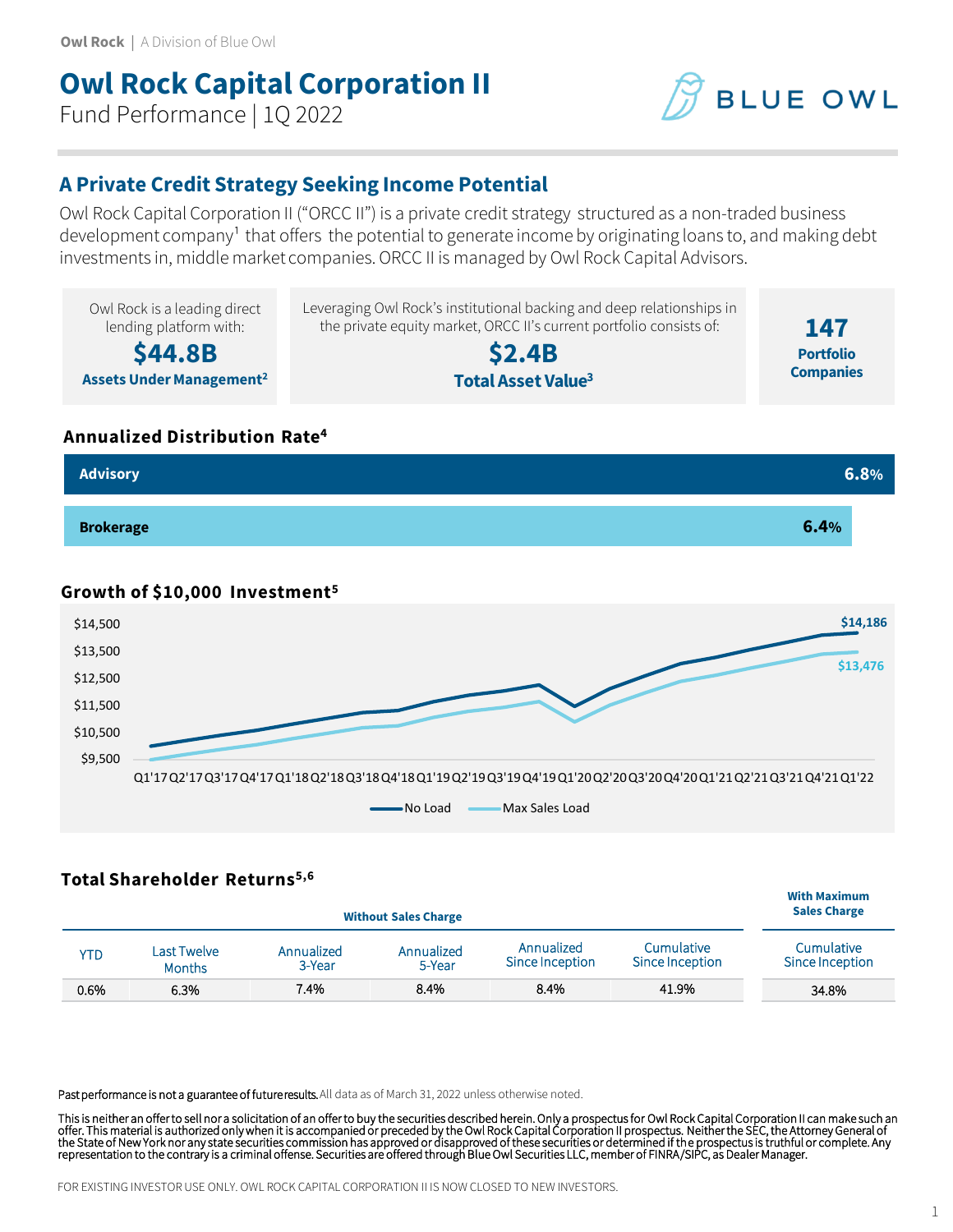Owl Rock | A Division of Blue Owl

# Owl Rock Capital Corporation II

Fund Performance | 1Q 2022

BLUE OWL

## A Private Credit Strategy Seeking Income Potential

Owl Rock Capital Corporation II ("ORCC II") is a private credit strategy structured as a non-traded business development company[1] that offers the potential to generate income by originating loans to, and making debt investments in, middle market companies. ORCC II is managed by Owl Rock Capital Advisors.

Owl Rock is a leading direct lending platform with:
**$44.8B**
**Assets Under Management[2]**

Leveraging Owl Rock's institutional backing and deep relationships in the private equity market, ORCC II's current portfolio consists of:
**$2.4B**
**Total Asset Value[3]**

**147**
**Portfolio Companies**

### Annualized Distribution Rate[4]

| | |
|---|---|
| **Advisory** | **6.8%** |
| **Brokerage** | **6.4%** |

### Growth of $10,000 Investment[5]

Y-axis: $9,500, $10,500, $11,500, $12,500, $13,500, $14,500

X-axis: Q1'17, Q2'17, Q3'17, Q4'17, Q1'18, Q2'18, Q3'18, Q4'18, Q1'19, Q2'19, Q3'19, Q4'19, Q1'20, Q2'20, Q3'20, Q4'20, Q1'21, Q2'21, Q3'21, Q4'21, Q1'22

No Load: $14,186
Max Sales Load: $13,476

### Total Shareholder Returns[5,6]

| Without Sales Charge | | | | | | With Maximum Sales Charge |
|---|---|---|---|---|---|---|
| YTD | Last Twelve Months | Annualized 3-Year | Annualized 5-Year | Annualized Since Inception | Cumulative Since Inception | Cumulative Since Inception |
| 0.6% | 6.3% | 7.4% | 8.4% | 8.4% | 41.9% | 34.8% |

Past performance is not a guarantee of future results. All data as of March 31, 2022 unless otherwise noted.

This is neither an offer to sell nor a solicitation of an offer to buy the securities described herein. Only a prospectus for Owl Rock Capital Corporation II can make such an offer. This material is authorized only when it is accompanied or preceded by the Owl Rock Capital Corporation II prospectus. Neither the SEC, the Attorney General of the State of New York nor any state securities commission has approved or disapproved of these securities or determined if the prospectus is truthful or complete. Any representation to the contrary is a criminal offense. Securities are offered through Blue Owl Securities LLC, member of FINRA/SIPC, as Dealer Manager.

FOR EXISTING INVESTOR USE ONLY. OWL ROCK CAPITAL CORPORATION II IS NOW CLOSED TO NEW INVESTORS.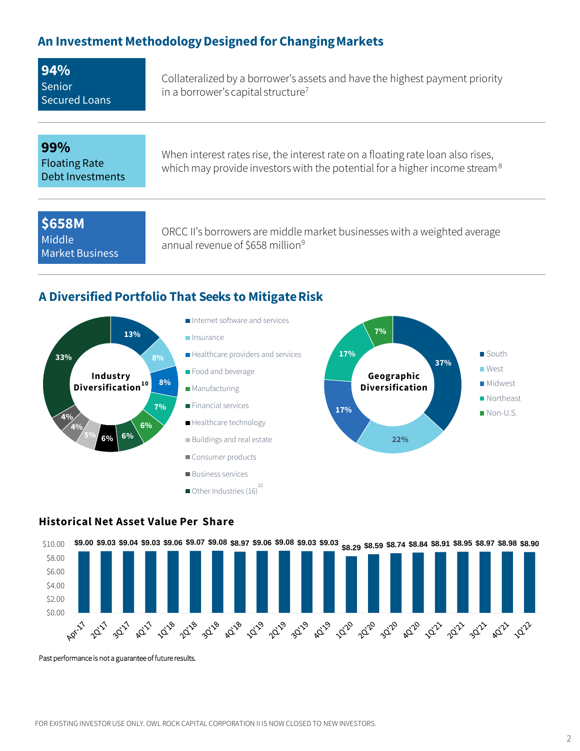## An Investment Methodology Designed for Changing Markets

**94%**
Senior Secured Loans

Collateralized by a borrower's assets and have the highest payment priority in a borrower's capital structure[7]

**99%**
Floating Rate Debt Investments

When interest rates rise, the interest rate on a floating rate loan also rises, which may provide investors with the potential for a higher income stream[8]

**$658M**
Middle Market Business

ORCC II's borrowers are middle market businesses with a weighted average annual revenue of $658 million[9]

## A Diversified Portfolio That Seeks to Mitigate Risk

**Industry Diversification**[10]

| Industry | % |
|---|---|
| Internet software and services | 13% |
| Insurance | 8% |
| Healthcare providers and services | 8% |
| Food and beverage | 7% |
| Manufacturing | 6% |
| Financial services | 6% |
| Healthcare technology | 6% |
| Buildings and real estate | 5% |
| Consumer products | 4% |
| Business services | 4% |
| Other Industries (16)[10] | 33% |

**Geographic Diversification**

| Region | % |
|---|---|
| South | 37% |
| West | 22% |
| Midwest | 17% |
| Northeast | 17% |
| Non-U.S. | 7% |

### Historical Net Asset Value Per Share

| Period | NAV Per Share |
|---|---|
| Apr-17 | $9.00 |
| 2Q'17 | $9.03 |
| 3Q'17 | $9.04 |
| 4Q'17 | $9.03 |
| 1Q'18 | $9.06 |
| 2Q'18 | $9.07 |
| 3Q'18 | $9.08 |
| 4Q'18 | $8.97 |
| 1Q'19 | $9.06 |
| 2Q'19 | $9.08 |
| 3Q'19 | $9.03 |
| 4Q'19 | $9.03 |
| 1Q'20 | $8.29 |
| 2Q'20 | $8.59 |
| 3Q'20 | $8.74 |
| 4Q'20 | $8.84 |
| 1Q'21 | $8.91 |
| 2Q'21 | $8.95 |
| 3Q'21 | $8.97 |
| 4Q'21 | $8.98 |
| 1Q'22 | $8.90 |

Past performance is not a guarantee of future results.

FOR EXISTING INVESTOR USE ONLY. OWL ROCK CAPITAL CORPORATION II IS NOW CLOSED TO NEW INVESTORS.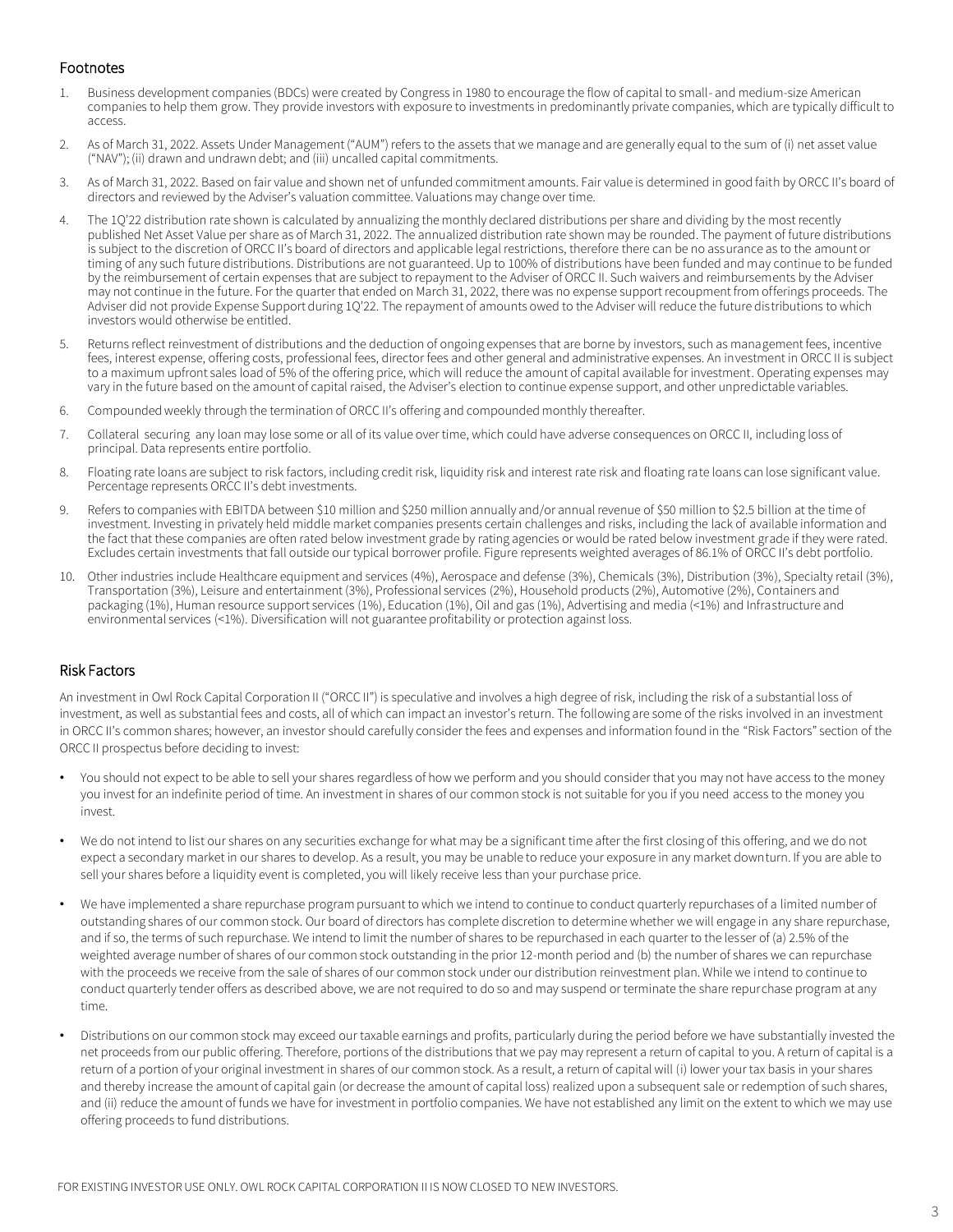## Footnotes

1. Business development companies (BDCs) were created by Congress in 1980 to encourage the flow of capital to small- and medium-size American companies to help them grow. They provide investors with exposure to investments in predominantly private companies, which are typically difficult to access.
2. As of March 31, 2022. Assets Under Management ("AUM") refers to the assets that we manage and are generally equal to the sum of (i) net asset value ("NAV"); (ii) drawn and undrawn debt; and (iii) uncalled capital commitments.
3. As of March 31, 2022. Based on fair value and shown net of unfunded commitment amounts. Fair value is determined in good faith by ORCC II's board of directors and reviewed by the Adviser's valuation committee. Valuations may change over time.
4. The 1Q'22 distribution rate shown is calculated by annualizing the monthly declared distributions per share and dividing by the most recently published Net Asset Value per share as of March 31, 2022. The annualized distribution rate shown may be rounded. The payment of future distributions is subject to the discretion of ORCC II's board of directors and applicable legal restrictions, therefore there can be no assurance as to the amount or timing of any such future distributions. Distributions are not guaranteed. Up to 100% of distributions have been funded and may continue to be funded by the reimbursement of certain expenses that are subject to repayment to the Adviser of ORCC II. Such waivers and reimbursements by the Adviser may not continue in the future. For the quarter that ended on March 31, 2022, there was no expense support recoupment from offerings proceeds. The Adviser did not provide Expense Support during 1Q'22. The repayment of amounts owed to the Adviser will reduce the future distributions to which investors would otherwise be entitled.
5. Returns reflect reinvestment of distributions and the deduction of ongoing expenses that are borne by investors, such as management fees, incentive fees, interest expense, offering costs, professional fees, director fees and other general and administrative expenses. An investment in ORCC II is subject to a maximum upfront sales load of 5% of the offering price, which will reduce the amount of capital available for investment. Operating expenses may vary in the future based on the amount of capital raised, the Adviser's election to continue expense support, and other unpredictable variables.
6. Compounded weekly through the termination of ORCC II's offering and compounded monthly thereafter.
7. Collateral securing any loan may lose some or all of its value over time, which could have adverse consequences on ORCC II, including loss of principal. Data represents entire portfolio.
8. Floating rate loans are subject to risk factors, including credit risk, liquidity risk and interest rate risk and floating rate loans can lose significant value. Percentage represents ORCC II's debt investments.
9. Refers to companies with EBITDA between $10 million and $250 million annually and/or annual revenue of $50 million to $2.5 billion at the time of investment. Investing in privately held middle market companies presents certain challenges and risks, including the lack of available information and the fact that these companies are often rated below investment grade by rating agencies or would be rated below investment grade if they were rated. Excludes certain investments that fall outside our typical borrower profile. Figure represents weighted averages of 86.1% of ORCC II's debt portfolio.
10. Other industries include Healthcare equipment and services (4%), Aerospace and defense (3%), Chemicals (3%), Distribution (3%), Specialty retail (3%), Transportation (3%), Leisure and entertainment (3%), Professional services (2%), Household products (2%), Automotive (2%), Containers and packaging (1%), Human resource support services (1%), Education (1%), Oil and gas (1%), Advertising and media (<1%) and Infrastructure and environmental services (<1%). Diversification will not guarantee profitability or protection against loss.

## Risk Factors

An investment in Owl Rock Capital Corporation II ("ORCC II") is speculative and involves a high degree of risk, including the risk of a substantial loss of investment, as well as substantial fees and costs, all of which can impact an investor's return. The following are some of the risks involved in an investment in ORCC II's common shares; however, an investor should carefully consider the fees and expenses and information found in the "Risk Factors" section of the ORCC II prospectus before deciding to invest:

- You should not expect to be able to sell your shares regardless of how we perform and you should consider that you may not have access to the money you invest for an indefinite period of time. An investment in shares of our common stock is not suitable for you if you need access to the money you invest.
- We do not intend to list our shares on any securities exchange for what may be a significant time after the first closing of this offering, and we do not expect a secondary market in our shares to develop. As a result, you may be unable to reduce your exposure in any market downturn. If you are able to sell your shares before a liquidity event is completed, you will likely receive less than your purchase price.
- We have implemented a share repurchase program pursuant to which we intend to continue to conduct quarterly repurchases of a limited number of outstanding shares of our common stock. Our board of directors has complete discretion to determine whether we will engage in any share repurchase, and if so, the terms of such repurchase. We intend to limit the number of shares to be repurchased in each quarter to the lesser of (a) 2.5% of the weighted average number of shares of our common stock outstanding in the prior 12-month period and (b) the number of shares we can repurchase with the proceeds we receive from the sale of shares of our common stock under our distribution reinvestment plan. While we intend to continue to conduct quarterly tender offers as described above, we are not required to do so and may suspend or terminate the share repurchase program at any time.
- Distributions on our common stock may exceed our taxable earnings and profits, particularly during the period before we have substantially invested the net proceeds from our public offering. Therefore, portions of the distributions that we pay may represent a return of capital to you. A return of capital is a return of a portion of your original investment in shares of our common stock. As a result, a return of capital will (i) lower your tax basis in your shares and thereby increase the amount of capital gain (or decrease the amount of capital loss) realized upon a subsequent sale or redemption of such shares, and (ii) reduce the amount of funds we have for investment in portfolio companies. We have not established any limit on the extent to which we may use offering proceeds to fund distributions.

FOR EXISTING INVESTOR USE ONLY. OWL ROCK CAPITAL CORPORATION II IS NOW CLOSED TO NEW INVESTORS.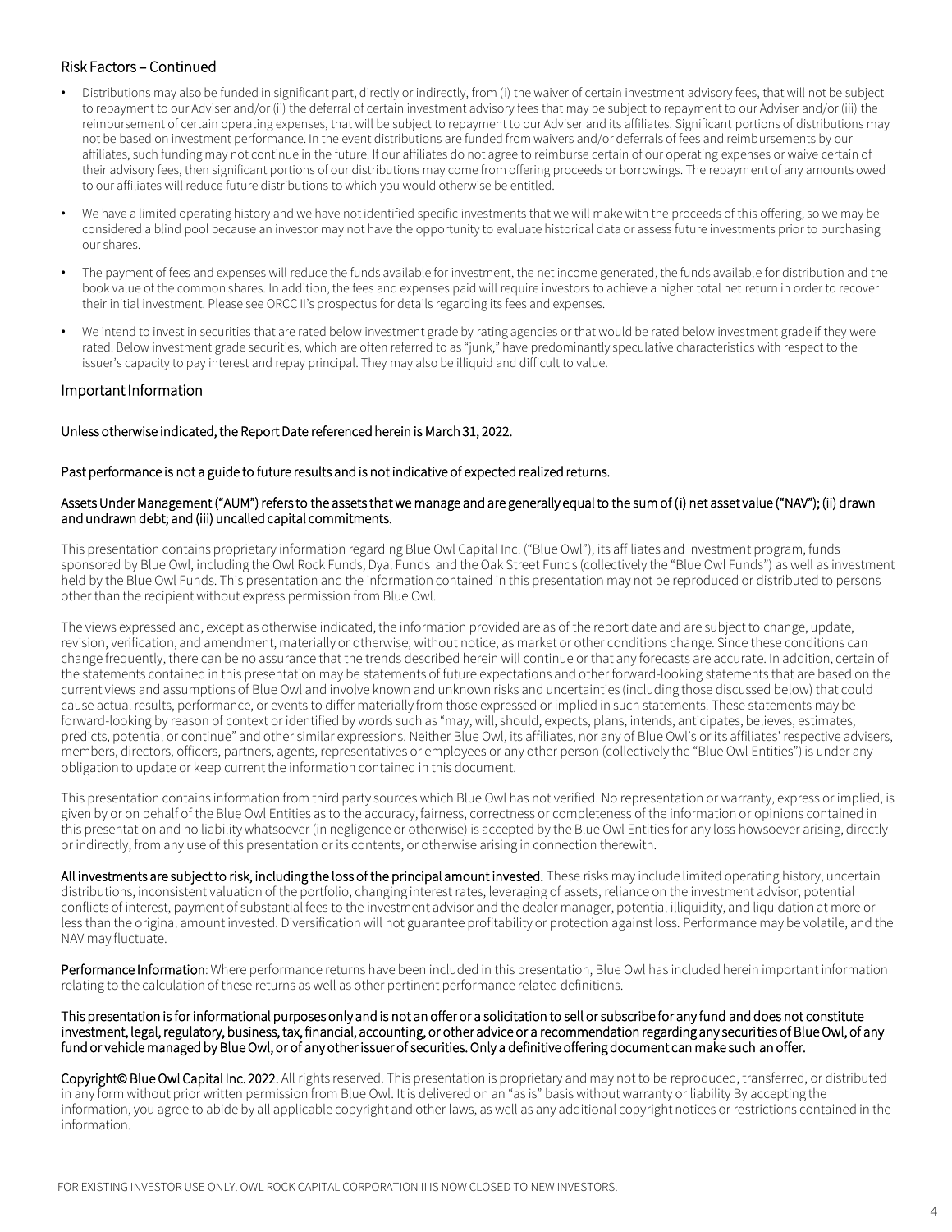## Risk Factors – Continued

- Distributions may also be funded in significant part, directly or indirectly, from (i) the waiver of certain investment advisory fees, that will not be subject to repayment to our Adviser and/or (ii) the deferral of certain investment advisory fees that may be subject to repayment to our Adviser and/or (iii) the reimbursement of certain operating expenses, that will be subject to repayment to our Adviser and its affiliates. Significant portions of distributions may not be based on investment performance. In the event distributions are funded from waivers and/or deferrals of fees and reimbursements by our affiliates, such funding may not continue in the future. If our affiliates do not agree to reimburse certain of our operating expenses or waive certain of their advisory fees, then significant portions of our distributions may come from offering proceeds or borrowings. The repayment of any amounts owed to our affiliates will reduce future distributions to which you would otherwise be entitled.
- We have a limited operating history and we have not identified specific investments that we will make with the proceeds of this offering, so we may be considered a blind pool because an investor may not have the opportunity to evaluate historical data or assess future investments prior to purchasing our shares.
- The payment of fees and expenses will reduce the funds available for investment, the net income generated, the funds available for distribution and the book value of the common shares. In addition, the fees and expenses paid will require investors to achieve a higher total net return in order to recover their initial investment. Please see ORCC II's prospectus for details regarding its fees and expenses.
- We intend to invest in securities that are rated below investment grade by rating agencies or that would be rated below investment grade if they were rated. Below investment grade securities, which are often referred to as "junk," have predominantly speculative characteristics with respect to the issuer's capacity to pay interest and repay principal. They may also be illiquid and difficult to value.

## Important Information

Unless otherwise indicated, the Report Date referenced herein is March 31, 2022.

Past performance is not a guide to future results and is not indicative of expected realized returns.

Assets Under Management ("AUM") refers to the assets that we manage and are generally equal to the sum of (i) net asset value ("NAV"); (ii) drawn and undrawn debt; and (iii) uncalled capital commitments.

This presentation contains proprietary information regarding Blue Owl Capital Inc. ("Blue Owl"), its affiliates and investment program, funds sponsored by Blue Owl, including the Owl Rock Funds, Dyal Funds and the Oak Street Funds (collectively the "Blue Owl Funds") as well as investment held by the Blue Owl Funds. This presentation and the information contained in this presentation may not be reproduced or distributed to persons other than the recipient without express permission from Blue Owl.

The views expressed and, except as otherwise indicated, the information provided are as of the report date and are subject to change, update, revision, verification, and amendment, materially or otherwise, without notice, as market or other conditions change. Since these conditions can change frequently, there can be no assurance that the trends described herein will continue or that any forecasts are accurate. In addition, certain of the statements contained in this presentation may be statements of future expectations and other forward-looking statements that are based on the current views and assumptions of Blue Owl and involve known and unknown risks and uncertainties (including those discussed below) that could cause actual results, performance, or events to differ materially from those expressed or implied in such statements. These statements may be forward-looking by reason of context or identified by words such as "may, will, should, expects, plans, intends, anticipates, believes, estimates, predicts, potential or continue" and other similar expressions. Neither Blue Owl, its affiliates, nor any of Blue Owl's or its affiliates' respective advisers, members, directors, officers, partners, agents, representatives or employees or any other person (collectively the "Blue Owl Entities") is under any obligation to update or keep current the information contained in this document.

This presentation contains information from third party sources which Blue Owl has not verified. No representation or warranty, express or implied, is given by or on behalf of the Blue Owl Entities as to the accuracy, fairness, correctness or completeness of the information or opinions contained in this presentation and no liability whatsoever (in negligence or otherwise) is accepted by the Blue Owl Entities for any loss howsoever arising, directly or indirectly, from any use of this presentation or its contents, or otherwise arising in connection therewith.

All investments are subject to risk, including the loss of the principal amount invested. These risks may include limited operating history, uncertain distributions, inconsistent valuation of the portfolio, changing interest rates, leveraging of assets, reliance on the investment advisor, potential conflicts of interest, payment of substantial fees to the investment advisor and the dealer manager, potential illiquidity, and liquidation at more or less than the original amount invested. Diversification will not guarantee profitability or protection against loss. Performance may be volatile, and the NAV may fluctuate.

Performance Information: Where performance returns have been included in this presentation, Blue Owl has included herein important information relating to the calculation of these returns as well as other pertinent performance related definitions.

This presentation is for informational purposes only and is not an offer or a solicitation to sell or subscribe for any fund and does not constitute investment, legal, regulatory, business, tax, financial, accounting, or other advice or a recommendation regarding any securities of Blue Owl, of any fund or vehicle managed by Blue Owl, or of any other issuer of securities. Only a definitive offering document can make such an offer.

Copyright© Blue Owl Capital Inc. 2022. All rights reserved. This presentation is proprietary and may not to be reproduced, transferred, or distributed in any form without prior written permission from Blue Owl. It is delivered on an "as is" basis without warranty or liability By accepting the information, you agree to abide by all applicable copyright and other laws, as well as any additional copyright notices or restrictions contained in the information.

FOR EXISTING INVESTOR USE ONLY. OWL ROCK CAPITAL CORPORATION II IS NOW CLOSED TO NEW INVESTORS.